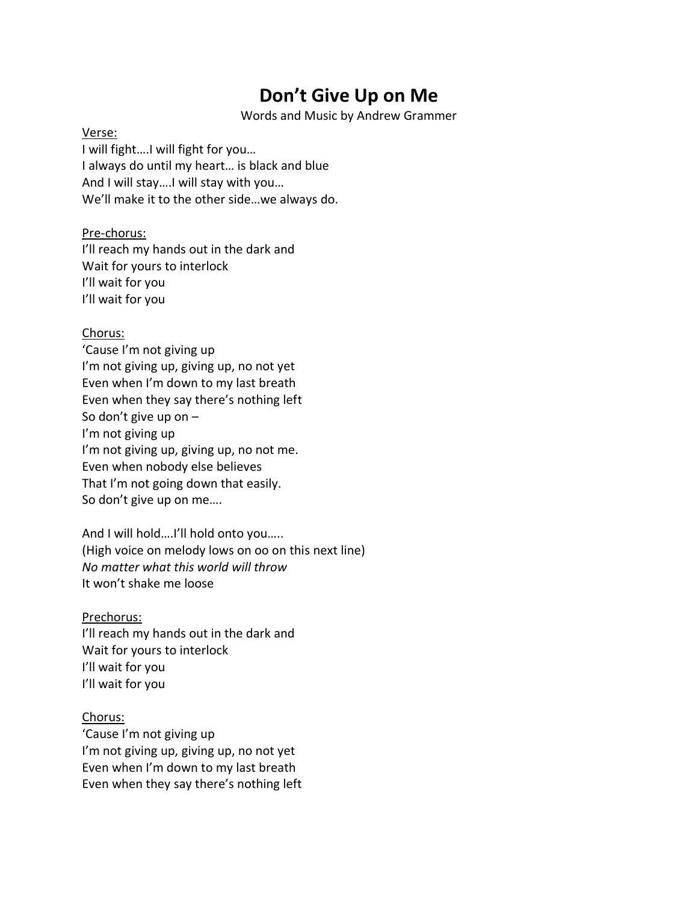# Don't Give Up on Me

Words and Music by Andrew Grammer

Verse:

I will fight….I will fight for you…
I always do until my heart… is black and blue
And I will stay….I will stay with you…
We'll make it to the other side…we always do.

Pre-chorus:

I'll reach my hands out in the dark and
Wait for yours to interlock
I'll wait for you
I'll wait for you

Chorus:

'Cause I'm not giving up
I'm not giving up, giving up, no not yet
Even when I'm down to my last breath
Even when they say there's nothing left
So don't give up on –
I'm not giving up
I'm not giving up, giving up, no not me.
Even when nobody else believes
That I'm not going down that easily.
So don't give up on me….

And I will hold….I'll hold onto you…..
(High voice on melody lows on oo on this next line)
*No matter what this world will throw*
It won't shake me loose

Prechorus:

I'll reach my hands out in the dark and
Wait for yours to interlock
I'll wait for you
I'll wait for you

Chorus:

'Cause I'm not giving up
I'm not giving up, giving up, no not yet
Even when I'm down to my last breath
Even when they say there's nothing left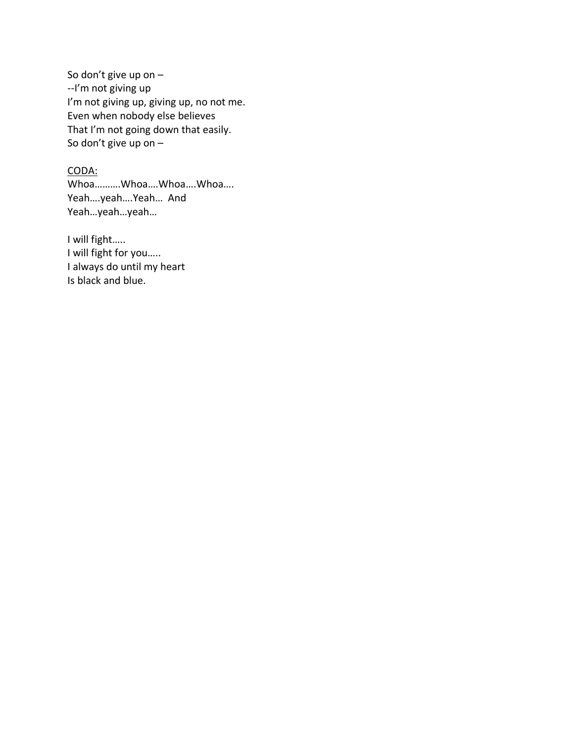So don't give up on –
--I'm not giving up
I'm not giving up, giving up, no not me.
Even when nobody else believes
That I'm not going down that easily.
So don't give up on –

<u>CODA:</u>
Whoa……….Whoa….Whoa….Whoa….
Yeah….yeah….Yeah… And
Yeah…yeah…yeah…

I will fight…..
I will fight for you…..
I always do until my heart
Is black and blue.